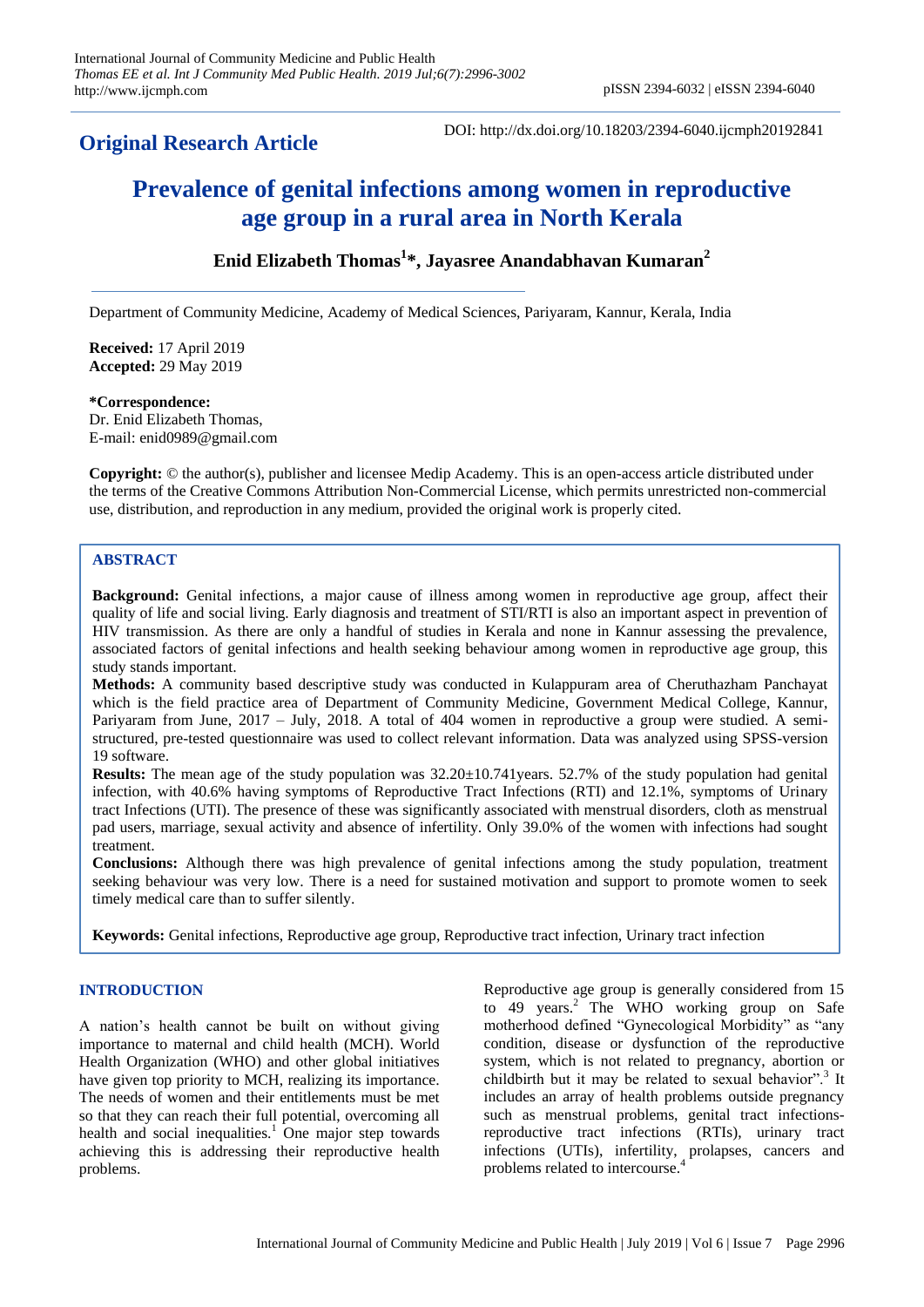**Original Research Article**

DOI: http://dx.doi.org/10.18203/2394-6040.ijcmph20192841

# Prevalence of genital infections among women in reproductive age group in a rural area in North Kerala

**Enid Elizabeth Thomas[1]*, Jayasree Anandabhavan Kumaran[2]**

Department of Community Medicine, Academy of Medical Sciences, Pariyaram, Kannur, Kerala, India

**Received:** 17 April 2019
**Accepted:** 29 May 2019

**\*Correspondence:**
Dr. Enid Elizabeth Thomas,
E-mail: enid0989@gmail.com

**Copyright:** © the author(s), publisher and licensee Medip Academy. This is an open-access article distributed under the terms of the Creative Commons Attribution Non-Commercial License, which permits unrestricted non-commercial use, distribution, and reproduction in any medium, provided the original work is properly cited.

## ABSTRACT

**Background:** Genital infections, a major cause of illness among women in reproductive age group, affect their quality of life and social living. Early diagnosis and treatment of STI/RTI is also an important aspect in prevention of HIV transmission. As there are only a handful of studies in Kerala and none in Kannur assessing the prevalence, associated factors of genital infections and health seeking behaviour among women in reproductive age group, this study stands important.

**Methods:** A community based descriptive study was conducted in Kulappuram area of Cheruthazham Panchayat which is the field practice area of Department of Community Medicine, Government Medical College, Kannur, Pariyaram from June, 2017 – July, 2018. A total of 404 women in reproductive a group were studied. A semi-structured, pre-tested questionnaire was used to collect relevant information. Data was analyzed using SPSS-version 19 software.

**Results:** The mean age of the study population was 32.20±10.741years. 52.7% of the study population had genital infection, with 40.6% having symptoms of Reproductive Tract Infections (RTI) and 12.1%, symptoms of Urinary tract Infections (UTI). The presence of these was significantly associated with menstrual disorders, cloth as menstrual pad users, marriage, sexual activity and absence of infertility. Only 39.0% of the women with infections had sought treatment.

**Conclusions:** Although there was high prevalence of genital infections among the study population, treatment seeking behaviour was very low. There is a need for sustained motivation and support to promote women to seek timely medical care than to suffer silently.

**Keywords:** Genital infections, Reproductive age group, Reproductive tract infection, Urinary tract infection

## INTRODUCTION

A nation's health cannot be built on without giving importance to maternal and child health (MCH). World Health Organization (WHO) and other global initiatives have given top priority to MCH, realizing its importance. The needs of women and their entitlements must be met so that they can reach their full potential, overcoming all health and social inequalities.[1] One major step towards achieving this is addressing their reproductive health problems.

Reproductive age group is generally considered from 15 to 49 years.[2] The WHO working group on Safe motherhood defined "Gynecological Morbidity" as "any condition, disease or dysfunction of the reproductive system, which is not related to pregnancy, abortion or childbirth but it may be related to sexual behavior".[3] It includes an array of health problems outside pregnancy such as menstrual problems, genital tract infections-reproductive tract infections (RTIs), urinary tract infections (UTIs), infertility, prolapses, cancers and problems related to intercourse.[4]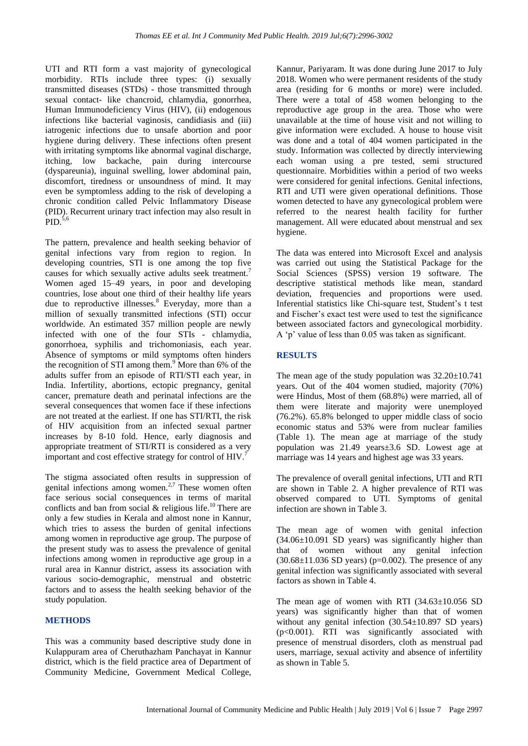UTI and RTI form a vast majority of gynecological morbidity. RTIs include three types: (i) sexually transmitted diseases (STDs) - those transmitted through sexual contact- like chancroid, chlamydia, gonorrhea, Human Immunodeficiency Virus (HIV), (ii) endogenous infections like bacterial vaginosis, candidiasis and (iii) iatrogenic infections due to unsafe abortion and poor hygiene during delivery. These infections often present with irritating symptoms like abnormal vaginal discharge, itching, low backache, pain during intercourse (dyspareunia), inguinal swelling, lower abdominal pain, discomfort, tiredness or unsoundness of mind. It may even be symptomless adding to the risk of developing a chronic condition called Pelvic Inflammatory Disease (PID). Recurrent urinary tract infection may also result in PID.[5,6]

The pattern, prevalence and health seeking behavior of genital infections vary from region to region. In developing countries, STI is one among the top five causes for which sexually active adults seek treatment.[7] Women aged 15–49 years, in poor and developing countries, lose about one third of their healthy life years due to reproductive illnesses.[8] Everyday, more than a million of sexually transmitted infections (STI) occur worldwide. An estimated 357 million people are newly infected with one of the four STIs - chlamydia, gonorrhoea, syphilis and trichomoniasis, each year. Absence of symptoms or mild symptoms often hinders the recognition of STI among them.[9] More than 6% of the adults suffer from an episode of RTI/STI each year, in India. Infertility, abortions, ectopic pregnancy, genital cancer, premature death and perinatal infections are the several consequences that women face if these infections are not treated at the earliest. If one has STI/RTI, the risk of HIV acquisition from an infected sexual partner increases by 8-10 fold. Hence, early diagnosis and appropriate treatment of STI/RTI is considered as a very important and cost effective strategy for control of HIV.[7]

The stigma associated often results in suppression of genital infections among women.[2,7] These women often face serious social consequences in terms of marital conflicts and ban from social & religious life.[10] There are only a few studies in Kerala and almost none in Kannur, which tries to assess the burden of genital infections among women in reproductive age group. The purpose of the present study was to assess the prevalence of genital infections among women in reproductive age group in a rural area in Kannur district, assess its association with various socio-demographic, menstrual and obstetric factors and to assess the health seeking behavior of the study population.

## METHODS

This was a community based descriptive study done in Kulappuram area of Cheruthazham Panchayat in Kannur district, which is the field practice area of Department of Community Medicine, Government Medical College, Kannur, Pariyaram. It was done during June 2017 to July 2018. Women who were permanent residents of the study area (residing for 6 months or more) were included. There were a total of 458 women belonging to the reproductive age group in the area. Those who were unavailable at the time of house visit and not willing to give information were excluded. A house to house visit was done and a total of 404 women participated in the study. Information was collected by directly interviewing each woman using a pre tested, semi structured questionnaire. Morbidities within a period of two weeks were considered for genital infections. Genital infections, RTI and UTI were given operational definitions. Those women detected to have any gynecological problem were referred to the nearest health facility for further management. All were educated about menstrual and sex hygiene.

The data was entered into Microsoft Excel and analysis was carried out using the Statistical Package for the Social Sciences (SPSS) version 19 software. The descriptive statistical methods like mean, standard deviation, frequencies and proportions were used. Inferential statistics like Chi-square test, Student's t test and Fischer's exact test were used to test the significance between associated factors and gynecological morbidity. A 'p' value of less than 0.05 was taken as significant.

## RESULTS

The mean age of the study population was 32.20±10.741 years. Out of the 404 women studied, majority (70%) were Hindus, Most of them (68.8%) were married, all of them were literate and majority were unemployed (76.2%). 65.8% belonged to upper middle class of socio economic status and 53% were from nuclear families (Table 1). The mean age at marriage of the study population was 21.49 years±3.6 SD. Lowest age at marriage was 14 years and highest age was 33 years.

The prevalence of overall genital infections, UTI and RTI are shown in Table 2. A higher prevalence of RTI was observed compared to UTI. Symptoms of genital infection are shown in Table 3.

The mean age of women with genital infection (34.06±10.091 SD years) was significantly higher than that of women without any genital infection (30.68±11.036 SD years) ($p=0.002$). The presence of any genital infection was significantly associated with several factors as shown in Table 4.

The mean age of women with RTI (34.63±10.056 SD years) was significantly higher than that of women without any genital infection (30.54±10.897 SD years) ($p<0.001$). RTI was significantly associated with presence of menstrual disorders, cloth as menstrual pad users, marriage, sexual activity and absence of infertility as shown in Table 5.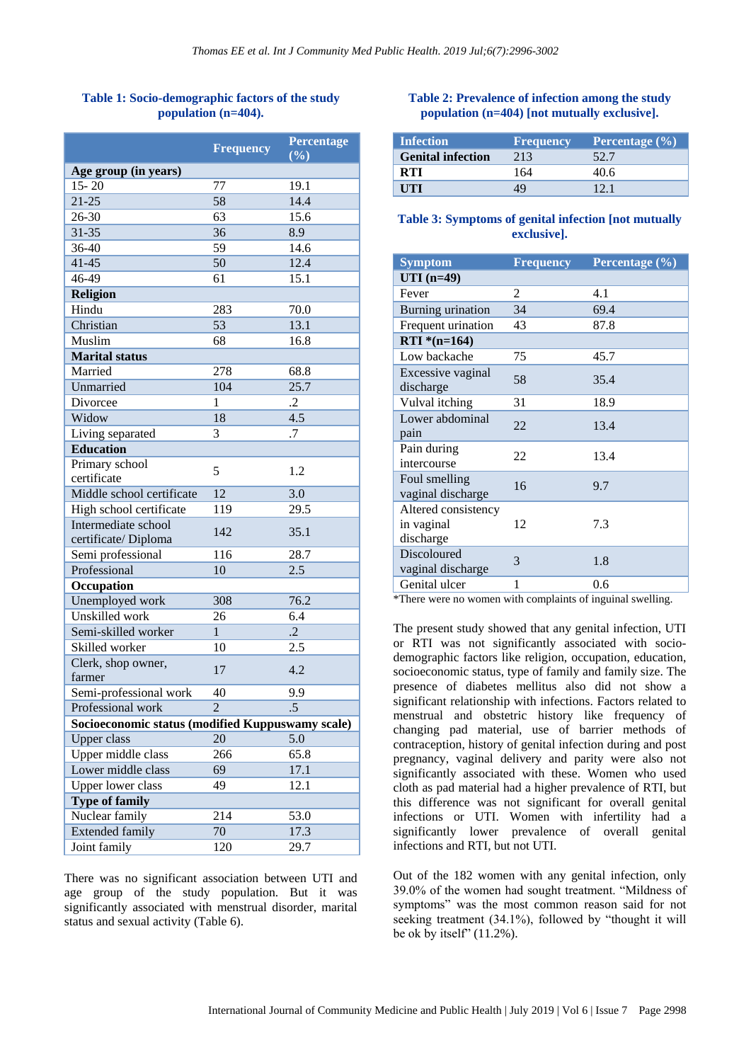**Table 1: Socio-demographic factors of the study population (n=404).**

| | Frequency | Percentage (%) |
|---|---|---|
| **Age group (in years)** | | |
| 15- 20 | 77 | 19.1 |
| 21-25 | 58 | 14.4 |
| 26-30 | 63 | 15.6 |
| 31-35 | 36 | 8.9 |
| 36-40 | 59 | 14.6 |
| 41-45 | 50 | 12.4 |
| 46-49 | 61 | 15.1 |
| **Religion** | | |
| Hindu | 283 | 70.0 |
| Christian | 53 | 13.1 |
| Muslim | 68 | 16.8 |
| **Marital status** | | |
| Married | 278 | 68.8 |
| Unmarried | 104 | 25.7 |
| Divorcee | 1 | .2 |
| Widow | 18 | 4.5 |
| Living separated | 3 | .7 |
| **Education** | | |
| Primary school certificate | 5 | 1.2 |
| Middle school certificate | 12 | 3.0 |
| High school certificate | 119 | 29.5 |
| Intermediate school certificate/ Diploma | 142 | 35.1 |
| Semi professional | 116 | 28.7 |
| Professional | 10 | 2.5 |
| **Occupation** | | |
| Unemployed work | 308 | 76.2 |
| Unskilled work | 26 | 6.4 |
| Semi-skilled worker | 1 | .2 |
| Skilled worker | 10 | 2.5 |
| Clerk, shop owner, farmer | 17 | 4.2 |
| Semi-professional work | 40 | 9.9 |
| Professional work | 2 | .5 |
| **Socioeconomic status (modified Kuppuswamy scale)** | | |
| Upper class | 20 | 5.0 |
| Upper middle class | 266 | 65.8 |
| Lower middle class | 69 | 17.1 |
| Upper lower class | 49 | 12.1 |
| **Type of family** | | |
| Nuclear family | 214 | 53.0 |
| Extended family | 70 | 17.3 |
| Joint family | 120 | 29.7 |

There was no significant association between UTI and age group of the study population. But it was significantly associated with menstrual disorder, marital status and sexual activity (Table 6).

**Table 2: Prevalence of infection among the study population (n=404) [not mutually exclusive].**

| Infection | Frequency | Percentage (%) |
|---|---|---|
| **Genital infection** | 213 | 52.7 |
| **RTI** | 164 | 40.6 |
| **UTI** | 49 | 12.1 |

**Table 3: Symptoms of genital infection [not mutually exclusive].**

| Symptom | Frequency | Percentage (%) |
|---|---|---|
| **UTI (n=49)** | | |
| Fever | 2 | 4.1 |
| Burning urination | 34 | 69.4 |
| Frequent urination | 43 | 87.8 |
| **RTI *(n=164)** | | |
| Low backache | 75 | 45.7 |
| Excessive vaginal discharge | 58 | 35.4 |
| Vulval itching | 31 | 18.9 |
| Lower abdominal pain | 22 | 13.4 |
| Pain during intercourse | 22 | 13.4 |
| Foul smelling vaginal discharge | 16 | 9.7 |
| Altered consistency in vaginal discharge | 12 | 7.3 |
| Discoloured vaginal discharge | 3 | 1.8 |
| Genital ulcer | 1 | 0.6 |

*There were no women with complaints of inguinal swelling.

The present study showed that any genital infection, UTI or RTI was not significantly associated with socio-demographic factors like religion, occupation, education, socioeconomic status, type of family and family size. The presence of diabetes mellitus also did not show a significant relationship with infections. Factors related to menstrual and obstetric history like frequency of changing pad material, use of barrier methods of contraception, history of genital infection during and post pregnancy, vaginal delivery and parity were also not significantly associated with these. Women who used cloth as pad material had a higher prevalence of RTI, but this difference was not significant for overall genital infections or UTI. Women with infertility had a significantly lower prevalence of overall genital infections and RTI, but not UTI.

Out of the 182 women with any genital infection, only 39.0% of the women had sought treatment. "Mildness of symptoms" was the most common reason said for not seeking treatment (34.1%), followed by "thought it will be ok by itself" (11.2%).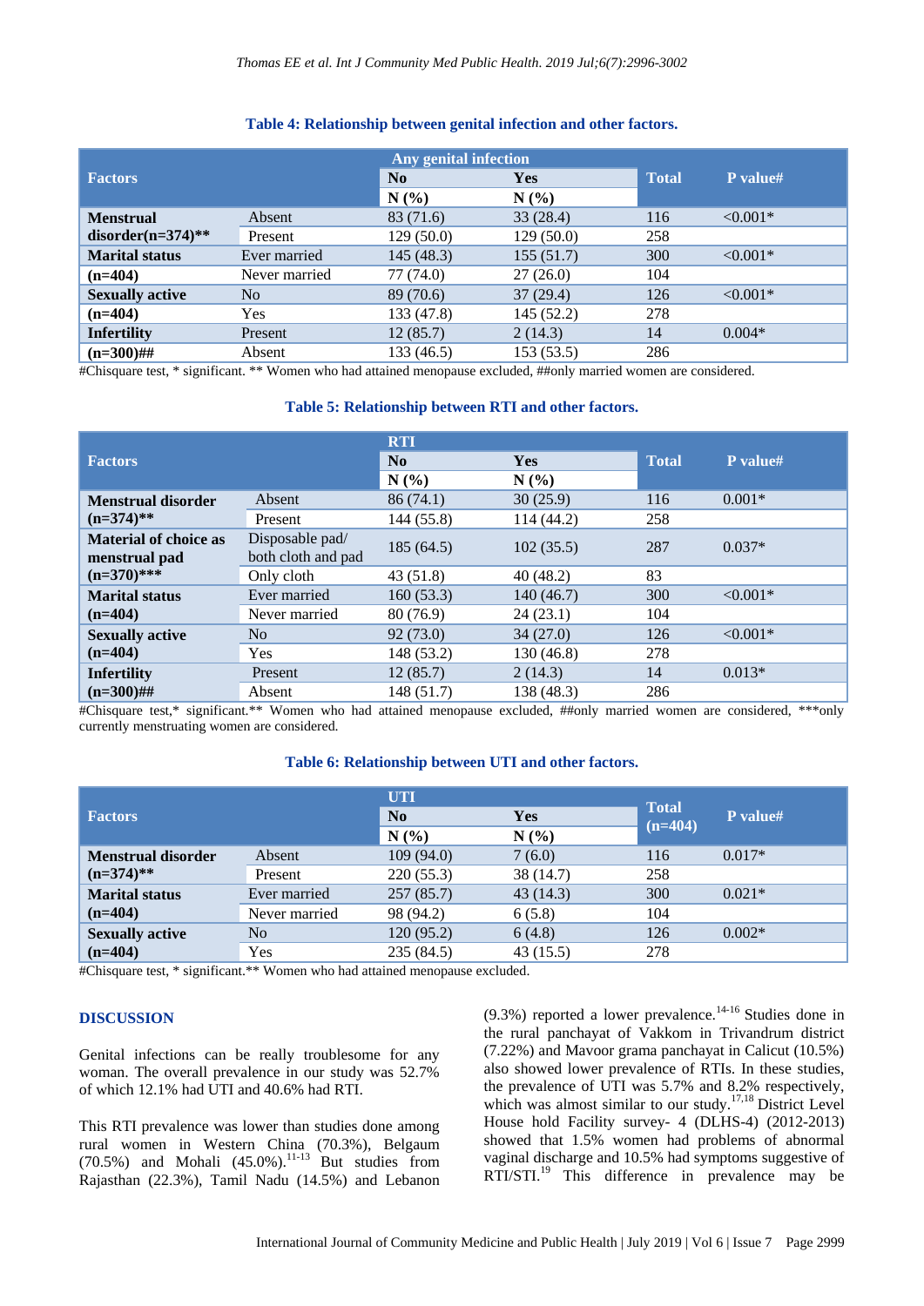**Table 4: Relationship between genital infection and other factors.**

| Factors | | Any genital infection | | Total | P value# |
|---|---|---|---|---|---|
| | | No | Yes | | |
| | | N (%) | N (%) | | |
| **Menstrual disorder(n=374)**** | Absent | 83 (71.6) | 33 (28.4) | 116 | <0.001* |
| | Present | 129 (50.0) | 129 (50.0) | 258 | |
| **Marital status (n=404)** | Ever married | 145 (48.3) | 155 (51.7) | 300 | <0.001* |
| | Never married | 77 (74.0) | 27 (26.0) | 104 | |
| **Sexually active (n=404)** | No | 89 (70.6) | 37 (29.4) | 126 | <0.001* |
| | Yes | 133 (47.8) | 145 (52.2) | 278 | |
| **Infertility (n=300)##** | Present | 12 (85.7) | 2 (14.3) | 14 | 0.004* |
| | Absent | 133 (46.5) | 153 (53.5) | 286 | |

#Chisquare test, * significant. ** Women who had attained menopause excluded, ##only married women are considered.

**Table 5: Relationship between RTI and other factors.**

| Factors | | RTI | | Total | P value# |
|---|---|---|---|---|---|
| | | No | Yes | | |
| | | N (%) | N (%) | | |
| **Menstrual disorder (n=374)**** | Absent | 86 (74.1) | 30 (25.9) | 116 | 0.001* |
| | Present | 144 (55.8) | 114 (44.2) | 258 | |
| **Material of choice as menstrual pad (n=370)***** | Disposable pad/ both cloth and pad | 185 (64.5) | 102 (35.5) | 287 | 0.037* |
| | Only cloth | 43 (51.8) | 40 (48.2) | 83 | |
| **Marital status (n=404)** | Ever married | 160 (53.3) | 140 (46.7) | 300 | <0.001* |
| | Never married | 80 (76.9) | 24 (23.1) | 104 | |
| **Sexually active (n=404)** | No | 92 (73.0) | 34 (27.0) | 126 | <0.001* |
| | Yes | 148 (53.2) | 130 (46.8) | 278 | |
| **Infertility (n=300)##** | Present | 12 (85.7) | 2 (14.3) | 14 | 0.013* |
| | Absent | 148 (51.7) | 138 (48.3) | 286 | |

#Chisquare test,* significant.** Women who had attained menopause excluded, ##only married women are considered, ***only currently menstruating women are considered.

**Table 6: Relationship between UTI and other factors.**

| Factors | | UTI | | Total (n=404) | P value# |
|---|---|---|---|---|---|
| | | No | Yes | | |
| | | N (%) | N (%) | | |
| **Menstrual disorder (n=374)**** | Absent | 109 (94.0) | 7 (6.0) | 116 | 0.017* |
| | Present | 220 (55.3) | 38 (14.7) | 258 | |
| **Marital status (n=404)** | Ever married | 257 (85.7) | 43 (14.3) | 300 | 0.021* |
| | Never married | 98 (94.2) | 6 (5.8) | 104 | |
| **Sexually active (n=404)** | No | 120 (95.2) | 6 (4.8) | 126 | 0.002* |
| | Yes | 235 (84.5) | 43 (15.5) | 278 | |

#Chisquare test, * significant.** Women who had attained menopause excluded.

## DISCUSSION

Genital infections can be really troublesome for any woman. The overall prevalence in our study was 52.7% of which 12.1% had UTI and 40.6% had RTI.

This RTI prevalence was lower than studies done among rural women in Western China (70.3%), Belgaum (70.5%) and Mohali (45.0%).[11-13] But studies from Rajasthan (22.3%), Tamil Nadu (14.5%) and Lebanon (9.3%) reported a lower prevalence.[14-16] Studies done in the rural panchayat of Vakkom in Trivandrum district (7.22%) and Mavoor grama panchayat in Calicut (10.5%) also showed lower prevalence of RTIs. In these studies, the prevalence of UTI was 5.7% and 8.2% respectively, which was almost similar to our study.[17,18] District Level House hold Facility survey- 4 (DLHS-4) (2012-2013) showed that 1.5% women had problems of abnormal vaginal discharge and 10.5% had symptoms suggestive of RTI/STI.[19] This difference in prevalence may be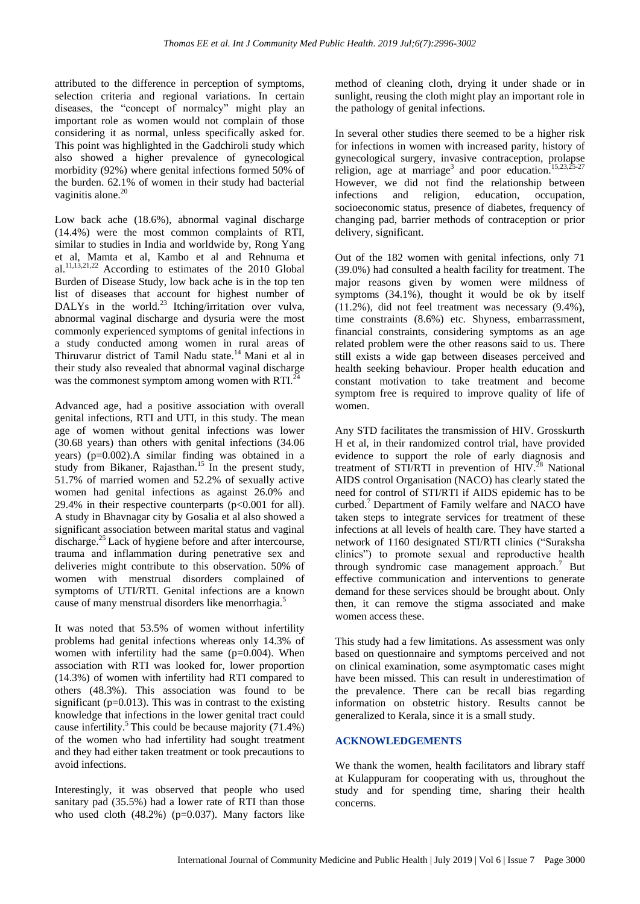attributed to the difference in perception of symptoms, selection criteria and regional variations. In certain diseases, the "concept of normalcy" might play an important role as women would not complain of those considering it as normal, unless specifically asked for. This point was highlighted in the Gadchiroli study which also showed a higher prevalence of gynecological morbidity (92%) where genital infections formed 50% of the burden. 62.1% of women in their study had bacterial vaginitis alone.[20]

Low back ache (18.6%), abnormal vaginal discharge (14.4%) were the most common complaints of RTI, similar to studies in India and worldwide by, Rong Yang et al, Mamta et al, Kambo et al and Rehnuma et al.[11,13,21,22] According to estimates of the 2010 Global Burden of Disease Study, low back ache is in the top ten list of diseases that account for highest number of DALYs in the world.[23] Itching/irritation over vulva, abnormal vaginal discharge and dysuria were the most commonly experienced symptoms of genital infections in a study conducted among women in rural areas of Thiruvarur district of Tamil Nadu state.[14] Mani et al in their study also revealed that abnormal vaginal discharge was the commonest symptom among women with RTI.[24]

Advanced age, had a positive association with overall genital infections, RTI and UTI, in this study. The mean age of women without genital infections was lower (30.68 years) than others with genital infections (34.06 years) ($p=0.002$).A similar finding was obtained in a study from Bikaner, Rajasthan.[15] In the present study, 51.7% of married women and 52.2% of sexually active women had genital infections as against 26.0% and 29.4% in their respective counterparts ($p<0.001$ for all). A study in Bhavnagar city by Gosalia et al also showed a significant association between marital status and vaginal discharge.[25] Lack of hygiene before and after intercourse, trauma and inflammation during penetrative sex and deliveries might contribute to this observation. 50% of women with menstrual disorders complained of symptoms of UTI/RTI. Genital infections are a known cause of many menstrual disorders like menorrhagia.[5]

It was noted that 53.5% of women without infertility problems had genital infections whereas only 14.3% of women with infertility had the same ($p=0.004$). When association with RTI was looked for, lower proportion (14.3%) of women with infertility had RTI compared to others (48.3%). This association was found to be significant ($p=0.013$). This was in contrast to the existing knowledge that infections in the lower genital tract could cause infertility.[5] This could be because majority (71.4%) of the women who had infertility had sought treatment and they had either taken treatment or took precautions to avoid infections.

Interestingly, it was observed that people who used sanitary pad (35.5%) had a lower rate of RTI than those who used cloth (48.2%) ($p=0.037$). Many factors like method of cleaning cloth, drying it under shade or in sunlight, reusing the cloth might play an important role in the pathology of genital infections.

In several other studies there seemed to be a higher risk for infections in women with increased parity, history of gynecological surgery, invasive contraception, prolapse religion, age at marriage[3] and poor education.[15,23,25-27] However, we did not find the relationship between infections and religion, education, occupation, socioeconomic status, presence of diabetes, frequency of changing pad, barrier methods of contraception or prior delivery, significant.

Out of the 182 women with genital infections, only 71 (39.0%) had consulted a health facility for treatment. The major reasons given by women were mildness of symptoms (34.1%), thought it would be ok by itself (11.2%), did not feel treatment was necessary (9.4%), time constraints (8.6%) etc. Shyness, embarrassment, financial constraints, considering symptoms as an age related problem were the other reasons said to us. There still exists a wide gap between diseases perceived and health seeking behaviour. Proper health education and constant motivation to take treatment and become symptom free is required to improve quality of life of women.

Any STD facilitates the transmission of HIV. Grosskurth H et al, in their randomized control trial, have provided evidence to support the role of early diagnosis and treatment of STI/RTI in prevention of HIV.[28] National AIDS control Organisation (NACO) has clearly stated the need for control of STI/RTI if AIDS epidemic has to be curbed.[7] Department of Family welfare and NACO have taken steps to integrate services for treatment of these infections at all levels of health care. They have started a network of 1160 designated STI/RTI clinics ("Suraksha clinics") to promote sexual and reproductive health through syndromic case management approach.[7] But effective communication and interventions to generate demand for these services should be brought about. Only then, it can remove the stigma associated and make women access these.

This study had a few limitations. As assessment was only based on questionnaire and symptoms perceived and not on clinical examination, some asymptomatic cases might have been missed. This can result in underestimation of the prevalence. There can be recall bias regarding information on obstetric history. Results cannot be generalized to Kerala, since it is a small study.

## ACKNOWLEDGEMENTS

We thank the women, health facilitators and library staff at Kulappuram for cooperating with us, throughout the study and for spending time, sharing their health concerns.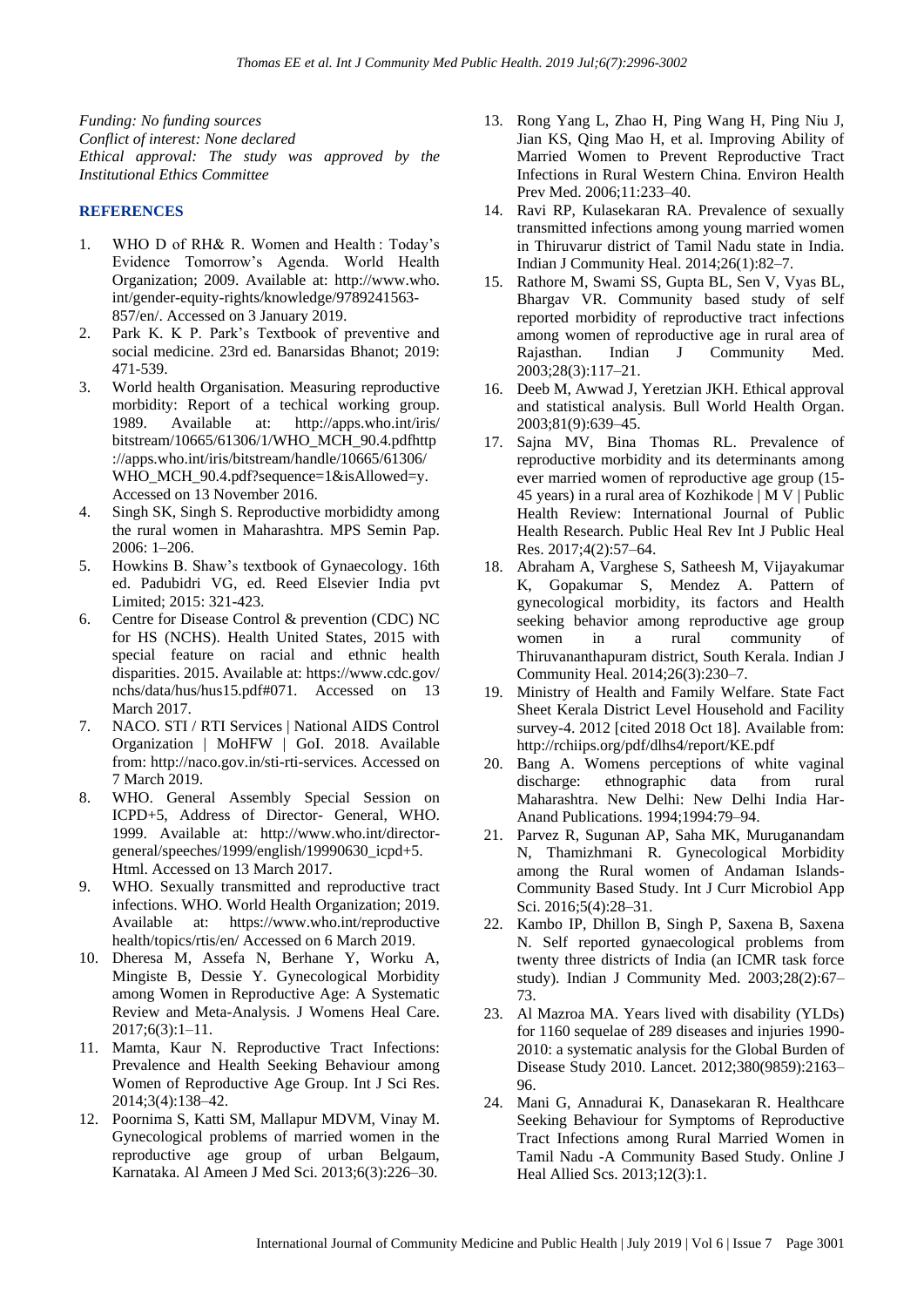*Funding: No funding sources*
*Conflict of interest: None declared*
*Ethical approval: The study was approved by the Institutional Ethics Committee*

## REFERENCES

1. WHO D of RH& R. Women and Health : Today's Evidence Tomorrow's Agenda. World Health Organization; 2009. Available at: http://www.who.int/gender-equity-rights/knowledge/9789241563-857/en/. Accessed on 3 January 2019.
2. Park K. K P. Park's Textbook of preventive and social medicine. 23rd ed. Banarsidas Bhanot; 2019: 471-539.
3. World health Organisation. Measuring reproductive morbidity: Report of a techical working group. 1989. Available at: http://apps.who.int/iris/bitstream/10665/61306/1/WHO_MCH_90.4.pdfhttp://apps.who.int/iris/bitstream/handle/10665/61306/WHO_MCH_90.4.pdf?sequence=1&isAllowed=y. Accessed on 13 November 2016.
4. Singh SK, Singh S. Reproductive morbididty among the rural women in Maharashtra. MPS Semin Pap. 2006: 1–206.
5. Howkins B. Shaw's textbook of Gynaecology. 16th ed. Padubidri VG, ed. Reed Elsevier India pvt Limited; 2015: 321-423.
6. Centre for Disease Control & prevention (CDC) NC for HS (NCHS). Health United States, 2015 with special feature on racial and ethnic health disparities. 2015. Available at: https://www.cdc.gov/nchs/data/hus/hus15.pdf#071. Accessed on 13 March 2017.
7. NACO. STI / RTI Services | National AIDS Control Organization | MoHFW | GoI. 2018. Available from: http://naco.gov.in/sti-rti-services. Accessed on 7 March 2019.
8. WHO. General Assembly Special Session on ICPD+5, Address of Director- General, WHO. 1999. Available at: http://www.who.int/director-general/speeches/1999/english/19990630_icpd+5.Html. Accessed on 13 March 2017.
9. WHO. Sexually transmitted and reproductive tract infections. WHO. World Health Organization; 2019. Available at: https://www.who.int/reproductivehealth/topics/rtis/en/ Accessed on 6 March 2019.
10. Dheresa M, Assefa N, Berhane Y, Worku A, Mingiste B, Dessie Y. Gynecological Morbidity among Women in Reproductive Age: A Systematic Review and Meta-Analysis. J Womens Heal Care. 2017;6(3):1–11.
11. Mamta, Kaur N. Reproductive Tract Infections: Prevalence and Health Seeking Behaviour among Women of Reproductive Age Group. Int J Sci Res. 2014;3(4):138–42.
12. Poornima S, Katti SM, Mallapur MDVM, Vinay M. Gynecological problems of married women in the reproductive age group of urban Belgaum, Karnataka. Al Ameen J Med Sci. 2013;6(3):226–30.
13. Rong Yang L, Zhao H, Ping Wang H, Ping Niu J, Jian KS, Qing Mao H, et al. Improving Ability of Married Women to Prevent Reproductive Tract Infections in Rural Western China. Environ Health Prev Med. 2006;11:233–40.
14. Ravi RP, Kulasekaran RA. Prevalence of sexually transmitted infections among young married women in Thiruvarur district of Tamil Nadu state in India. Indian J Community Heal. 2014;26(1):82–7.
15. Rathore M, Swami SS, Gupta BL, Sen V, Vyas BL, Bhargav VR. Community based study of self reported morbidity of reproductive tract infections among women of reproductive age in rural area of Rajasthan. Indian J Community Med. 2003;28(3):117–21.
16. Deeb M, Awwad J, Yeretzian JKH. Ethical approval and statistical analysis. Bull World Health Organ. 2003;81(9):639–45.
17. Sajna MV, Bina Thomas RL. Prevalence of reproductive morbidity and its determinants among ever married women of reproductive age group (15-45 years) in a rural area of Kozhikode | M V | Public Health Review: International Journal of Public Health Research. Public Heal Rev Int J Public Heal Res. 2017;4(2):57–64.
18. Abraham A, Varghese S, Satheesh M, Vijayakumar K, Gopakumar S, Mendez A. Pattern of gynecological morbidity, its factors and Health seeking behavior among reproductive age group women in a rural community of Thiruvananthapuram district, South Kerala. Indian J Community Heal. 2014;26(3):230–7.
19. Ministry of Health and Family Welfare. State Fact Sheet Kerala District Level Household and Facility survey-4. 2012 [cited 2018 Oct 18]. Available from: http://rchiips.org/pdf/dlhs4/report/KE.pdf
20. Bang A. Womens perceptions of white vaginal discharge: ethnographic data from rural Maharashtra. New Delhi: New Delhi India Har-Anand Publications. 1994;1994:79–94.
21. Parvez R, Sugunan AP, Saha MK, Muruganandam N, Thamizhmani R. Gynecological Morbidity among the Rural women of Andaman Islands-Community Based Study. Int J Curr Microbiol App Sci. 2016;5(4):28–31.
22. Kambo IP, Dhillon B, Singh P, Saxena B, Saxena N. Self reported gynaecological problems from twenty three districts of India (an ICMR task force study). Indian J Community Med. 2003;28(2):67–73.
23. Al Mazroa MA. Years lived with disability (YLDs) for 1160 sequelae of 289 diseases and injuries 1990-2010: a systematic analysis for the Global Burden of Disease Study 2010. Lancet. 2012;380(9859):2163–96.
24. Mani G, Annadurai K, Danasekaran R. Healthcare Seeking Behaviour for Symptoms of Reproductive Tract Infections among Rural Married Women in Tamil Nadu -A Community Based Study. Online J Heal Allied Scs. 2013;12(3):1.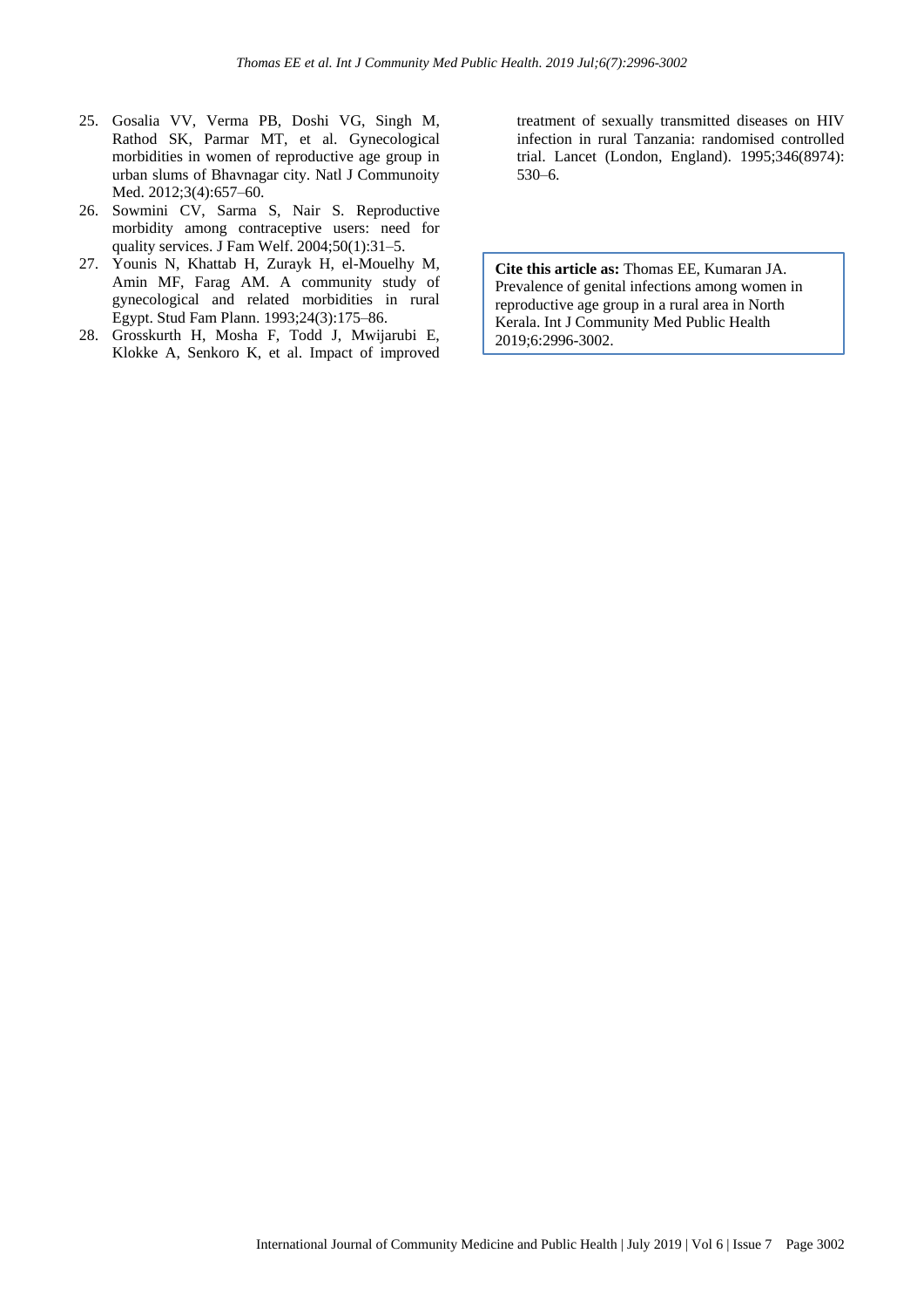25. Gosalia VV, Verma PB, Doshi VG, Singh M, Rathod SK, Parmar MT, et al. Gynecological morbidities in women of reproductive age group in urban slums of Bhavnagar city. Natl J Communoity Med. 2012;3(4):657–60.
26. Sowmini CV, Sarma S, Nair S. Reproductive morbidity among contraceptive users: need for quality services. J Fam Welf. 2004;50(1):31–5.
27. Younis N, Khattab H, Zurayk H, el-Mouelhy M, Amin MF, Farag AM. A community study of gynecological and related morbidities in rural Egypt. Stud Fam Plann. 1993;24(3):175–86.
28. Grosskurth H, Mosha F, Todd J, Mwijarubi E, Klokke A, Senkoro K, et al. Impact of improved treatment of sexually transmitted diseases on HIV infection in rural Tanzania: randomised controlled trial. Lancet (London, England). 1995;346(8974): 530–6.

**Cite this article as:** Thomas EE, Kumaran JA. Prevalence of genital infections among women in reproductive age group in a rural area in North Kerala. Int J Community Med Public Health 2019;6:2996-3002.